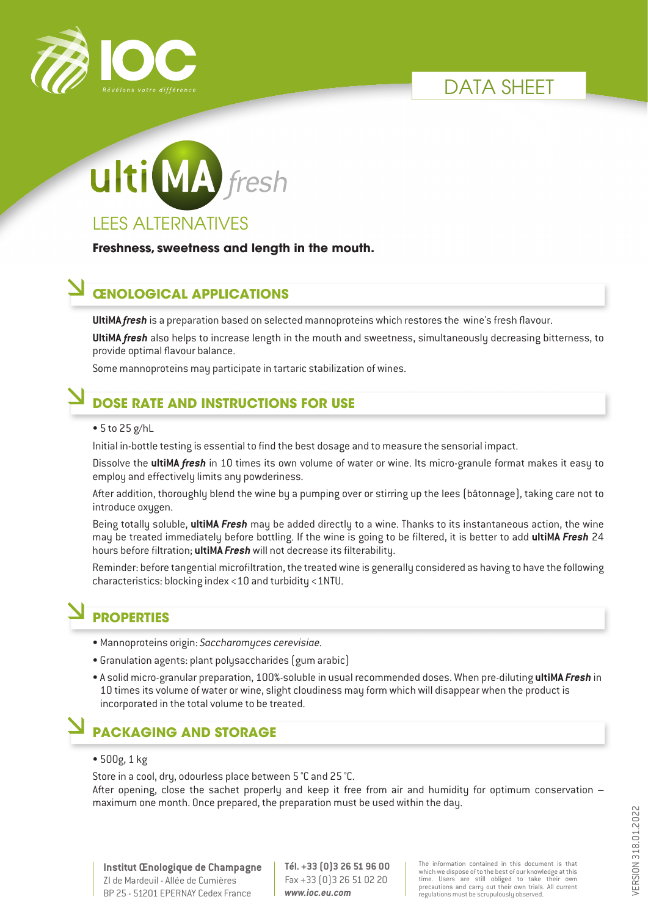IOC

*Révélons votre différence*

DATA SHEET

# ultiMA fresh

## LEES ALTERNATIVES

**Freshness, sweetness and length in the mouth.**

## ŒNOLOGICAL APPLICATIONS

**UltiMA *fresh*** is a preparation based on selected mannoproteins which restores the wine's fresh flavour.

**UltiMA *fresh*** also helps to increase length in the mouth and sweetness, simultaneously decreasing bitterness, to provide optimal flavour balance.

Some mannoproteins may participate in tartaric stabilization of wines.

## DOSE RATE AND INSTRUCTIONS FOR USE

- 5 to 25 g/hL

Initial in-bottle testing is essential to find the best dosage and to measure the sensorial impact.

Dissolve the **ultiMA *fresh*** in 10 times its own volume of water or wine. Its micro-granule format makes it easy to employ and effectively limits any powderiness.

After addition, thoroughly blend the wine by a pumping over or stirring up the lees (bâtonnage), taking care not to introduce oxygen.

Being totally soluble, **ultiMA *Fresh*** may be added directly to a wine. Thanks to its instantaneous action, the wine may be treated immediately before bottling. If the wine is going to be filtered, it is better to add **ultiMA *Fresh*** 24 hours before filtration; **ultiMA *Fresh*** will not decrease its filterability.

Reminder: before tangential microfiltration, the treated wine is generally considered as having to have the following characteristics: blocking index < 10 and turbidity < 1NTU.

## PROPERTIES

- Mannoproteins origin: *Saccharomyces cerevisiae*.
- Granulation agents: plant polysaccharides (gum arabic)
- A solid micro-granular preparation, 100%-soluble in usual recommended doses. When pre-diluting **ultiMA *Fresh*** in 10 times its volume of water or wine, slight cloudiness may form which will disappear when the product is incorporated in the total volume to be treated.

## PACKAGING AND STORAGE

- 500g, 1 kg

Store in a cool, dry, odourless place between 5 °C and 25 °C.
After opening, close the sachet properly and keep it free from air and humidity for optimum conservation – maximum one month. Once prepared, the preparation must be used within the day.

**Institut Œnologique de Champagne**
ZI de Mardeuil - Allée de Cumières
BP 25 - 51201 EPERNAY Cedex France

**Tél. +33 (0)3 26 51 96 00**
Fax +33 (0)3 26 51 02 20
***www.ioc.eu.com***

The information contained in this document is that which we dispose of to the best of our knowledge at this time. Users are still obliged to take their own precautions and carry out their own trials. All current regulations must be scrupulously observed.

VERSION 318.01.2022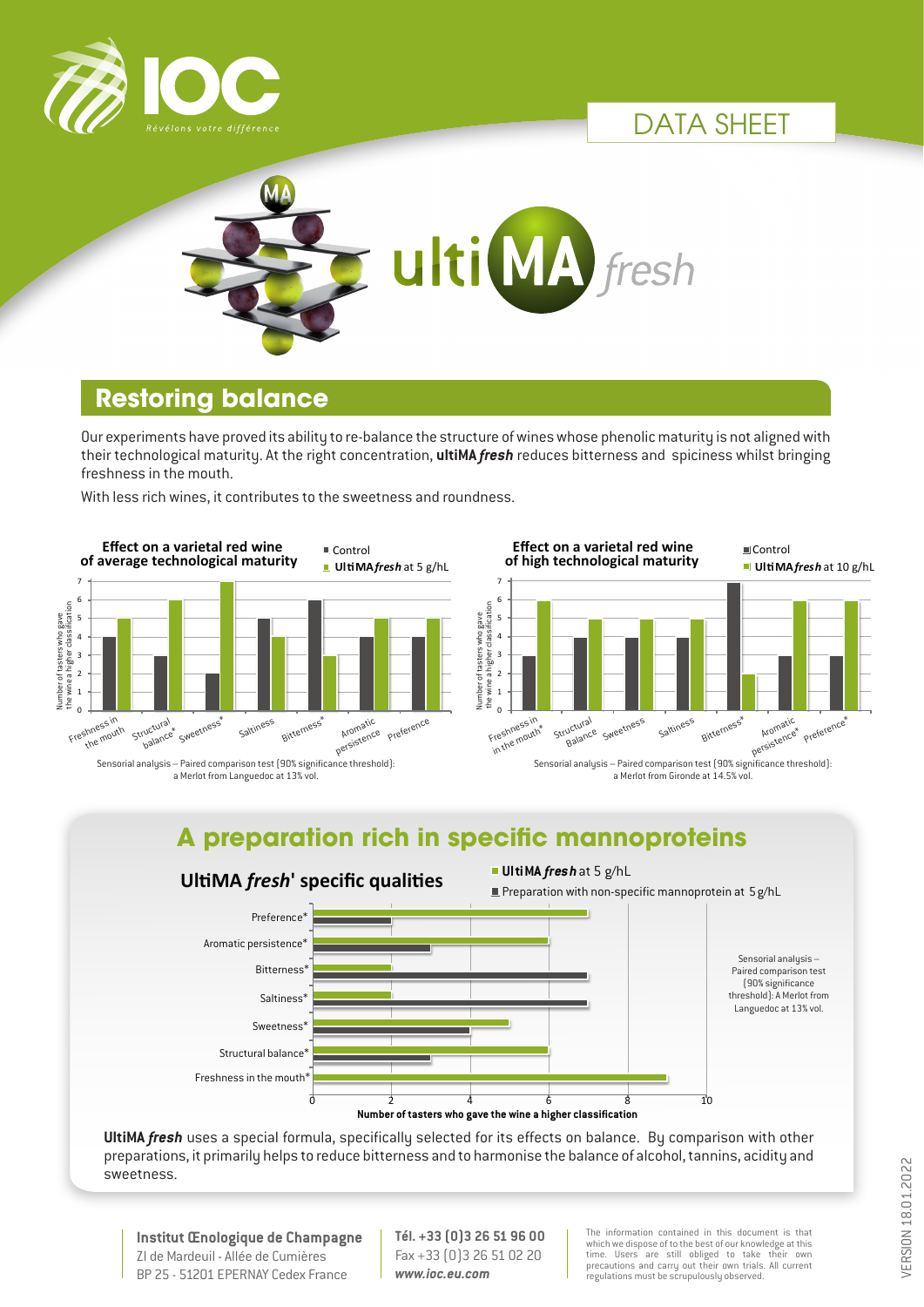DATA SHEET

ultiMA fresh

## Restoring balance

Our experiments have proved its ability to re-balance the structure of wines whose phenolic maturity is not aligned with their technological maturity. At the right concentration, **ultiMA *fresh*** reduces bitterness and spiciness whilst bringing freshness in the mouth.

With less rich wines, it contributes to the sweetness and roundness.

**Effect on a varietal red wine of average technological maturity**

Control
**UltiMA *fresh*** at 5 g/hL

Number of tasters who gave the wine a higher classification

0 1 2 3 4 5 6 7

Freshness in the mouth
Structural balance*
Sweetness*
Saltiness
Bitterness*
Aromatic persistence
Preference

Sensorial analysis – Paired comparison test (90% significance threshold): a Merlot from Languedoc at 13% vol.

**Effect on a varietal red wine of high technological maturity**

Control
**UltiMA *fresh*** at 10 g/hL

Number of tasters who gave the wine a higher classification

0 1 2 3 4 5 6 7

Freshness in the mouth*
Structural Balance
Sweetness
Saltiness
Bitterness*
Aromatic persistence*
Preference*

Sensorial analysis – Paired comparison test (90% significance threshold): a Merlot from Gironde at 14.5% vol.

## A preparation rich in specific mannoproteins

**UltiMA *fresh*' specific qualities**

**UltiMA *fresh*** at 5 g/hL
Preparation with non-specific mannoprotein at 5 g/hL

Preference*
Aromatic persistence*
Bitterness*
Saltiness*
Sweetness*
Structural balance*
Freshness in the mouth*

0 2 4 6 8 10

**Number of tasters who gave the wine a higher classification**

Sensorial analysis – Paired comparison test (90% significance threshold): A Merlot from Languedoc at 13% vol.

**UltiMA *fresh*** uses a special formula, specifically selected for its effects on balance. By comparison with other preparations, it primarily helps to reduce bitterness and to harmonise the balance of alcohol, tannins, acidity and sweetness.

**Institut Œnologique de Champagne**
ZI de Mardeuil - Allée de Cumières
BP 25 - 51201 EPERNAY Cedex France

**Tél. +33 (0)3 26 51 96 00**
Fax +33 (0)3 26 51 02 20
***www.ioc.eu.com***

The information contained in this document is that which we dispose of to the best of our knowledge at this time. Users are still obliged to take their own precautions and carry out their own trials. All current regulations must be scrupulously observed.

VERSION 18.01.2022